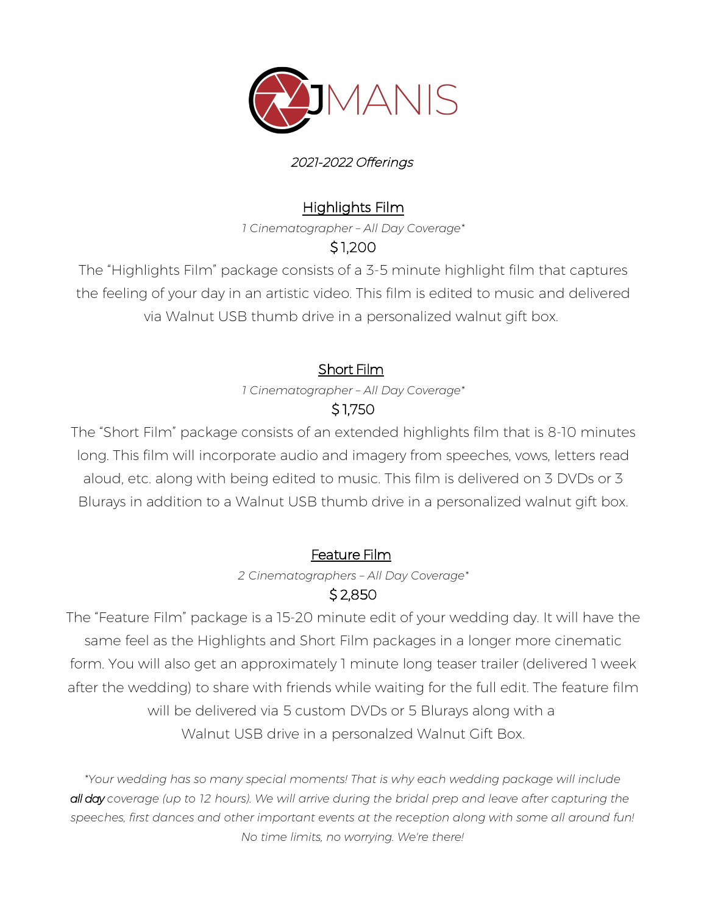# JMANIS

*2021-2022 Offerings*

## Highlights Film

*1 Cinematographer – All Day Coverage**

$1,200

The "Highlights Film" package consists of a 3-5 minute highlight film that captures the feeling of your day in an artistic video. This film is edited to music and delivered via Walnut USB thumb drive in a personalized walnut gift box.

## Short Film

*1 Cinematographer – All Day Coverage**

$1,750

The "Short Film" package consists of an extended highlights film that is 8-10 minutes long. This film will incorporate audio and imagery from speeches, vows, letters read aloud, etc. along with being edited to music. This film is delivered on 3 DVDs or 3 Blurays in addition to a Walnut USB thumb drive in a personalized walnut gift box.

## Feature Film

*2 Cinematographers – All Day Coverage**

$2,850

The "Feature Film" package is a 15-20 minute edit of your wedding day. It will have the same feel as the Highlights and Short Film packages in a longer more cinematic form. You will also get an approximately 1 minute long teaser trailer (delivered 1 week after the wedding) to share with friends while waiting for the full edit. The feature film will be delivered via 5 custom DVDs or 5 Blurays along with a Walnut USB drive in a personalzed Walnut Gift Box.

*\*Your wedding has so many special moments! That is why each wedding package will include* ***all day*** *coverage (up to 12 hours). We will arrive during the bridal prep and leave after capturing the speeches, first dances and other important events at the reception along with some all around fun! No time limits, no worrying. We're there!*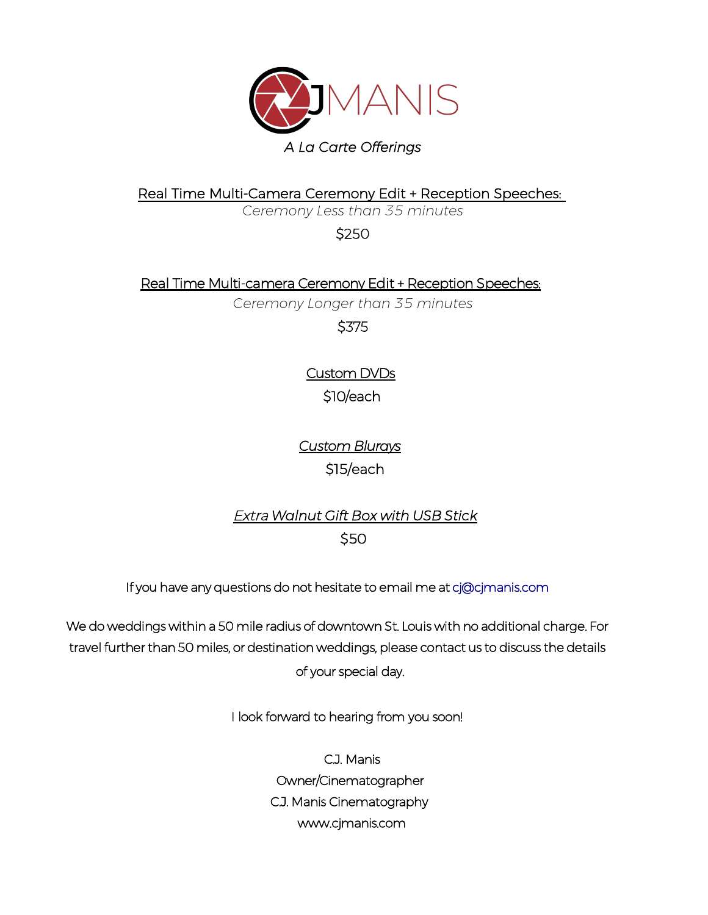CJMANIS

*A La Carte Offerings*

Real Time Multi-Camera Ceremony Edit + Reception Speeches:

*Ceremony Less than 35 minutes*

$250

Real Time Multi-camera Ceremony Edit + Reception Speeches:

*Ceremony Longer than 35 minutes*

$375

Custom DVDs

$10/each

*Custom Blurays*

$15/each

*Extra Walnut Gift Box with USB Stick*

$50

If you have any questions do not hesitate to email me at cj@cjmanis.com

We do weddings within a 50 mile radius of downtown St. Louis with no additional charge. For travel further than 50 miles, or destination weddings, please contact us to discuss the details of your special day.

I look forward to hearing from you soon!

C.J. Manis
Owner/Cinematographer
C.J. Manis Cinematography
www.cjmanis.com